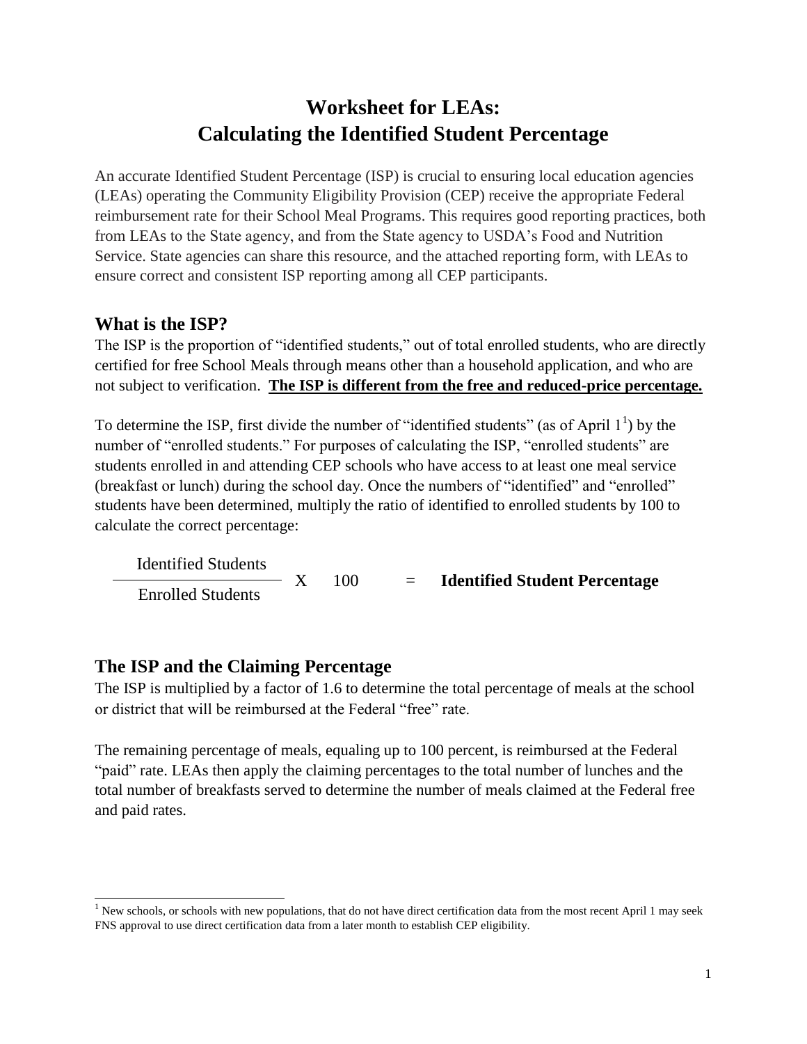# Worksheet for LEAs:
# Calculating the Identified Student Percentage

An accurate Identified Student Percentage (ISP) is crucial to ensuring local education agencies (LEAs) operating the Community Eligibility Provision (CEP) receive the appropriate Federal reimbursement rate for their School Meal Programs. This requires good reporting practices, both from LEAs to the State agency, and from the State agency to USDA's Food and Nutrition Service. State agencies can share this resource, and the attached reporting form, with LEAs to ensure correct and consistent ISP reporting among all CEP participants.

## What is the ISP?

The ISP is the proportion of "identified students," out of total enrolled students, who are directly certified for free School Meals through means other than a household application, and who are not subject to verification. **The ISP is different from the free and reduced-price percentage.**

To determine the ISP, first divide the number of "identified students" (as of April 1[1]) by the number of "enrolled students." For purposes of calculating the ISP, "enrolled students" are students enrolled in and attending CEP schools who have access to at least one meal service (breakfast or lunch) during the school day. Once the numbers of "identified" and "enrolled" students have been determined, multiply the ratio of identified to enrolled students by 100 to calculate the correct percentage:

$$\frac{\text{Identified Students}}{\text{Enrolled Students}} \times 100 = \textbf{Identified Student Percentage}$$

## The ISP and the Claiming Percentage

The ISP is multiplied by a factor of 1.6 to determine the total percentage of meals at the school or district that will be reimbursed at the Federal "free" rate.

The remaining percentage of meals, equaling up to 100 percent, is reimbursed at the Federal "paid" rate. LEAs then apply the claiming percentages to the total number of lunches and the total number of breakfasts served to determine the number of meals claimed at the Federal free and paid rates.

[1] New schools, or schools with new populations, that do not have direct certification data from the most recent April 1 may seek FNS approval to use direct certification data from a later month to establish CEP eligibility.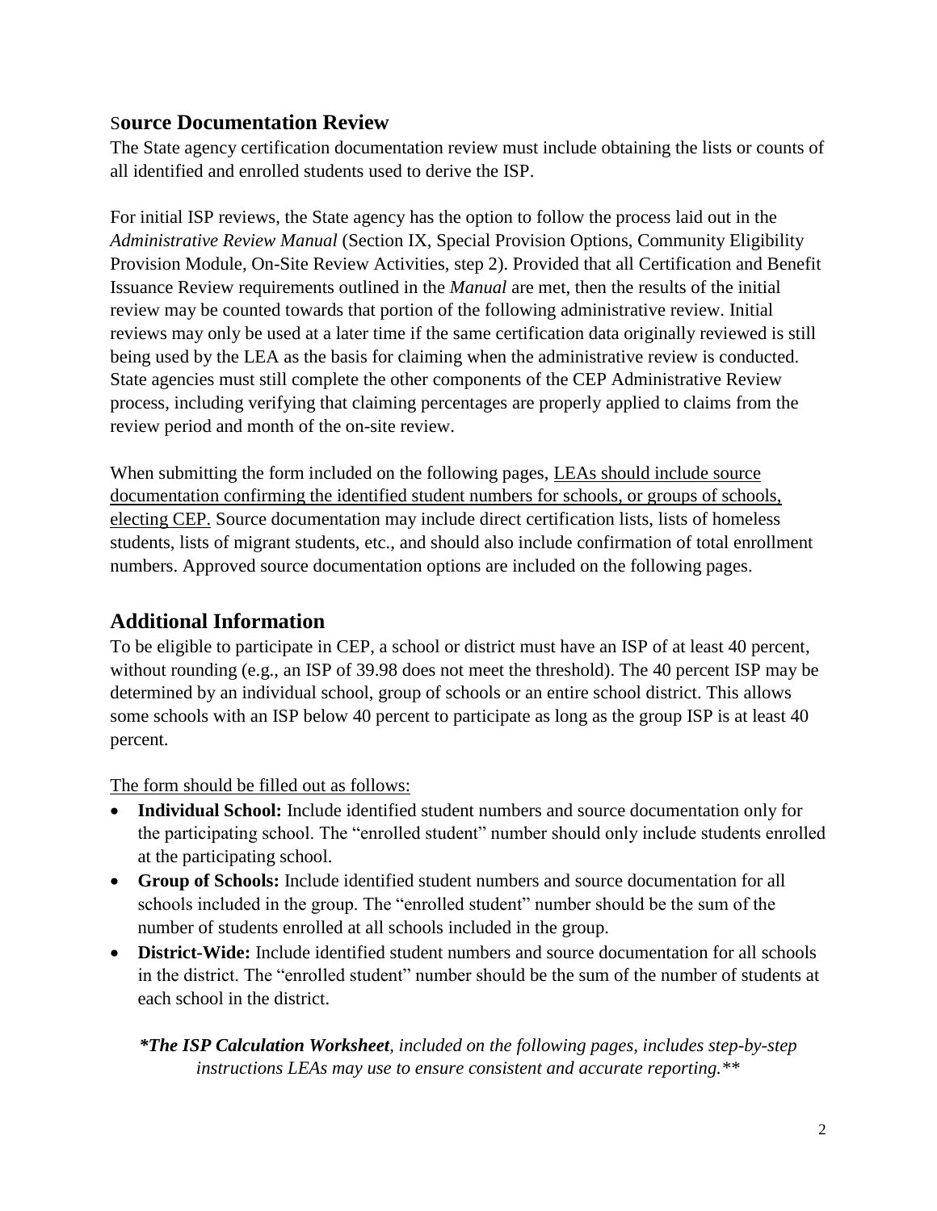## Source Documentation Review

The State agency certification documentation review must include obtaining the lists or counts of all identified and enrolled students used to derive the ISP.

For initial ISP reviews, the State agency has the option to follow the process laid out in the *Administrative Review Manual* (Section IX, Special Provision Options, Community Eligibility Provision Module, On-Site Review Activities, step 2). Provided that all Certification and Benefit Issuance Review requirements outlined in the *Manual* are met, then the results of the initial review may be counted towards that portion of the following administrative review. Initial reviews may only be used at a later time if the same certification data originally reviewed is still being used by the LEA as the basis for claiming when the administrative review is conducted. State agencies must still complete the other components of the CEP Administrative Review process, including verifying that claiming percentages are properly applied to claims from the review period and month of the on-site review.

When submitting the form included on the following pages, <u>LEAs should include source documentation confirming the identified student numbers for schools, or groups of schools, electing CEP.</u> Source documentation may include direct certification lists, lists of homeless students, lists of migrant students, etc., and should also include confirmation of total enrollment numbers. Approved source documentation options are included on the following pages.

## Additional Information

To be eligible to participate in CEP, a school or district must have an ISP of at least 40 percent, without rounding (e.g., an ISP of 39.98 does not meet the threshold). The 40 percent ISP may be determined by an individual school, group of schools or an entire school district. This allows some schools with an ISP below 40 percent to participate as long as the group ISP is at least 40 percent.

<u>The form should be filled out as follows:</u>

- **Individual School:** Include identified student numbers and source documentation only for the participating school. The "enrolled student" number should only include students enrolled at the participating school.
- **Group of Schools:** Include identified student numbers and source documentation for all schools included in the group. The "enrolled student" number should be the sum of the number of students enrolled at all schools included in the group.
- **District-Wide:** Include identified student numbers and source documentation for all schools in the district. The "enrolled student" number should be the sum of the number of students at each school in the district.

*\*The ISP Calculation Worksheet, included on the following pages, includes step-by-step instructions LEAs may use to ensure consistent and accurate reporting.\*\**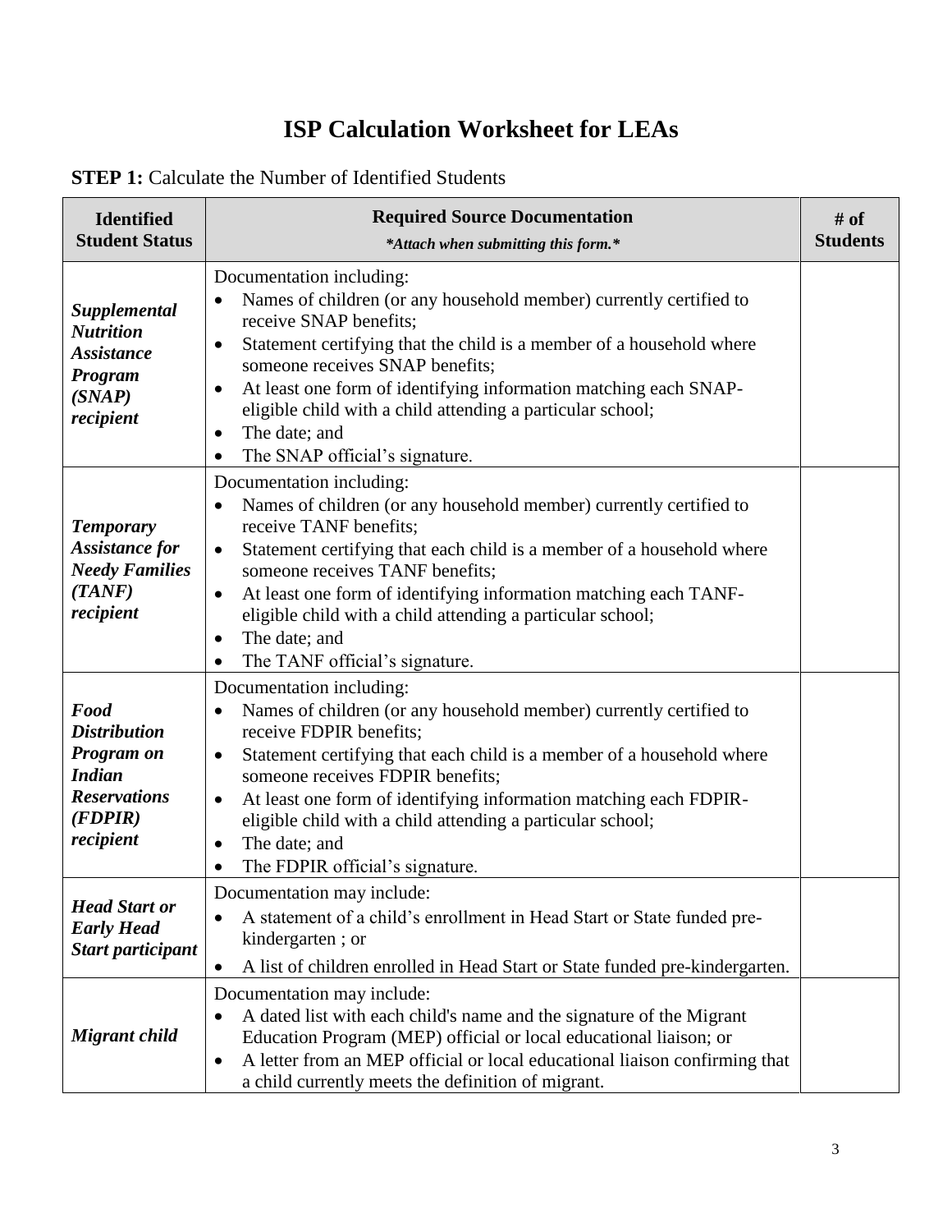# ISP Calculation Worksheet for LEAs

**STEP 1:** Calculate the Number of Identified Students

| Identified Student Status | Required Source Documentation *\*Attach when submitting this form.\** | # of Students |
|---|---|---|
| ***Supplemental Nutrition Assistance Program (SNAP) recipient*** | Documentation including:<br>• Names of children (or any household member) currently certified to receive SNAP benefits;<br>• Statement certifying that the child is a member of a household where someone receives SNAP benefits;<br>• At least one form of identifying information matching each SNAP-eligible child with a child attending a particular school;<br>• The date; and<br>• The SNAP official's signature. | |
| ***Temporary Assistance for Needy Families (TANF) recipient*** | Documentation including:<br>• Names of children (or any household member) currently certified to receive TANF benefits;<br>• Statement certifying that each child is a member of a household where someone receives TANF benefits;<br>• At least one form of identifying information matching each TANF-eligible child with a child attending a particular school;<br>• The date; and<br>• The TANF official's signature. | |
| ***Food Distribution Program on Indian Reservations (FDPIR) recipient*** | Documentation including:<br>• Names of children (or any household member) currently certified to receive FDPIR benefits;<br>• Statement certifying that each child is a member of a household where someone receives FDPIR benefits;<br>• At least one form of identifying information matching each FDPIR-eligible child with a child attending a particular school;<br>• The date; and<br>• The FDPIR official's signature. | |
| ***Head Start or Early Head Start participant*** | Documentation may include:<br>• A statement of a child's enrollment in Head Start or State funded pre-kindergarten ; or<br>• A list of children enrolled in Head Start or State funded pre-kindergarten. | |
| ***Migrant child*** | Documentation may include:<br>• A dated list with each child's name and the signature of the Migrant Education Program (MEP) official or local educational liaison; or<br>• A letter from an MEP official or local educational liaison confirming that a child currently meets the definition of migrant. | |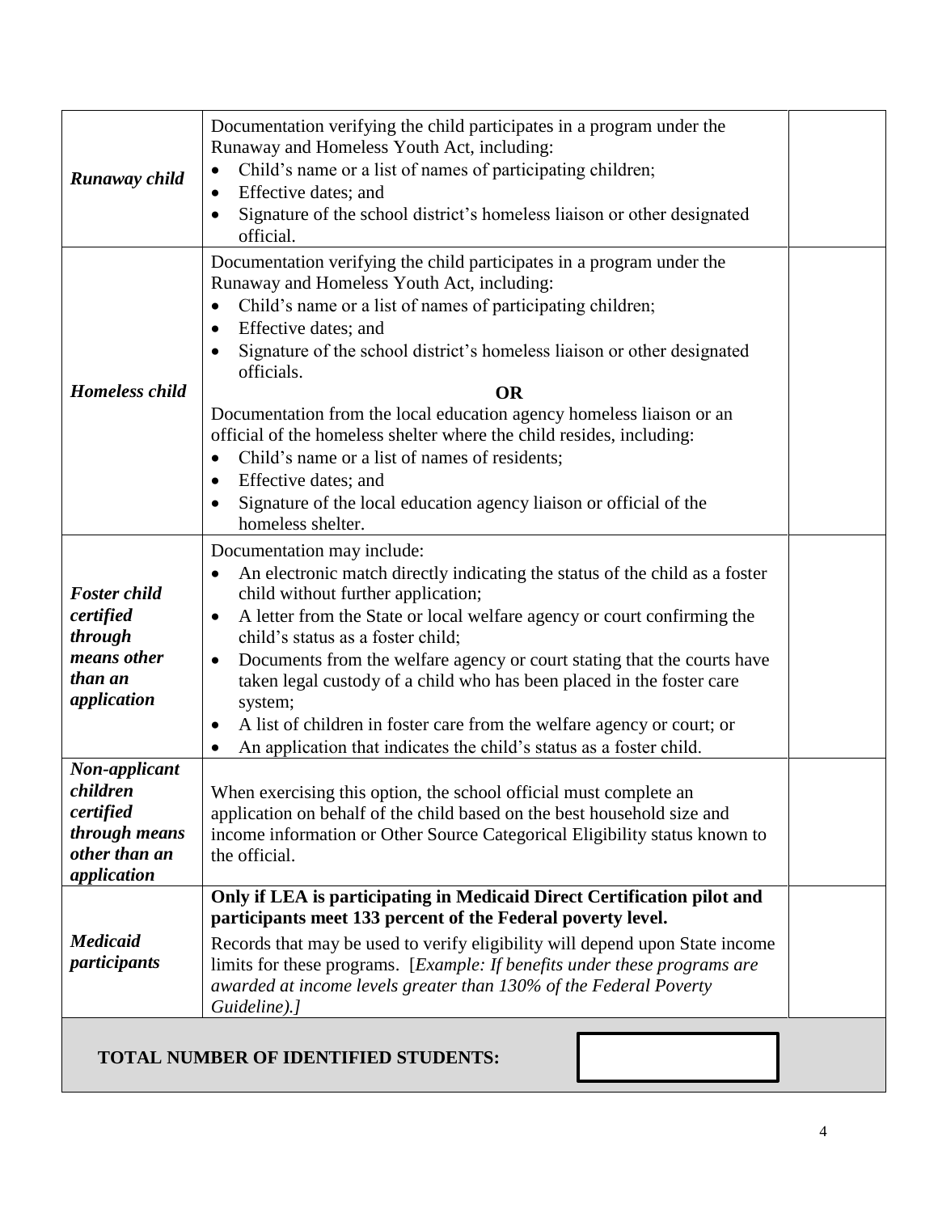| | | |
|---|---|---|
| ***Runaway child*** | Documentation verifying the child participates in a program under the Runaway and Homeless Youth Act, including:<br>• Child's name or a list of names of participating children;<br>• Effective dates; and<br>• Signature of the school district's homeless liaison or other designated official. | |
| ***Homeless child*** | Documentation verifying the child participates in a program under the Runaway and Homeless Youth Act, including:<br>• Child's name or a list of names of participating children;<br>• Effective dates; and<br>• Signature of the school district's homeless liaison or other designated officials.<br>**OR**<br>Documentation from the local education agency homeless liaison or an official of the homeless shelter where the child resides, including:<br>• Child's name or a list of names of residents;<br>• Effective dates; and<br>• Signature of the local education agency liaison or official of the homeless shelter. | |
| ***Foster child certified through means other than an application*** | Documentation may include:<br>• An electronic match directly indicating the status of the child as a foster child without further application;<br>• A letter from the State or local welfare agency or court confirming the child's status as a foster child;<br>• Documents from the welfare agency or court stating that the courts have taken legal custody of a child who has been placed in the foster care system;<br>• A list of children in foster care from the welfare agency or court; or<br>• An application that indicates the child's status as a foster child. | |
| ***Non-applicant children certified through means other than an application*** | When exercising this option, the school official must complete an application on behalf of the child based on the best household size and income information or Other Source Categorical Eligibility status known to the official. | |
| ***Medicaid participants*** | **Only if LEA is participating in Medicaid Direct Certification pilot and participants meet 133 percent of the Federal poverty level.**<br>Records that may be used to verify eligibility will depend upon State income limits for these programs. [*Example: If benefits under these programs are awarded at income levels greater than 130% of the Federal Poverty Guideline).]* | |
| **TOTAL NUMBER OF IDENTIFIED STUDENTS:** | | |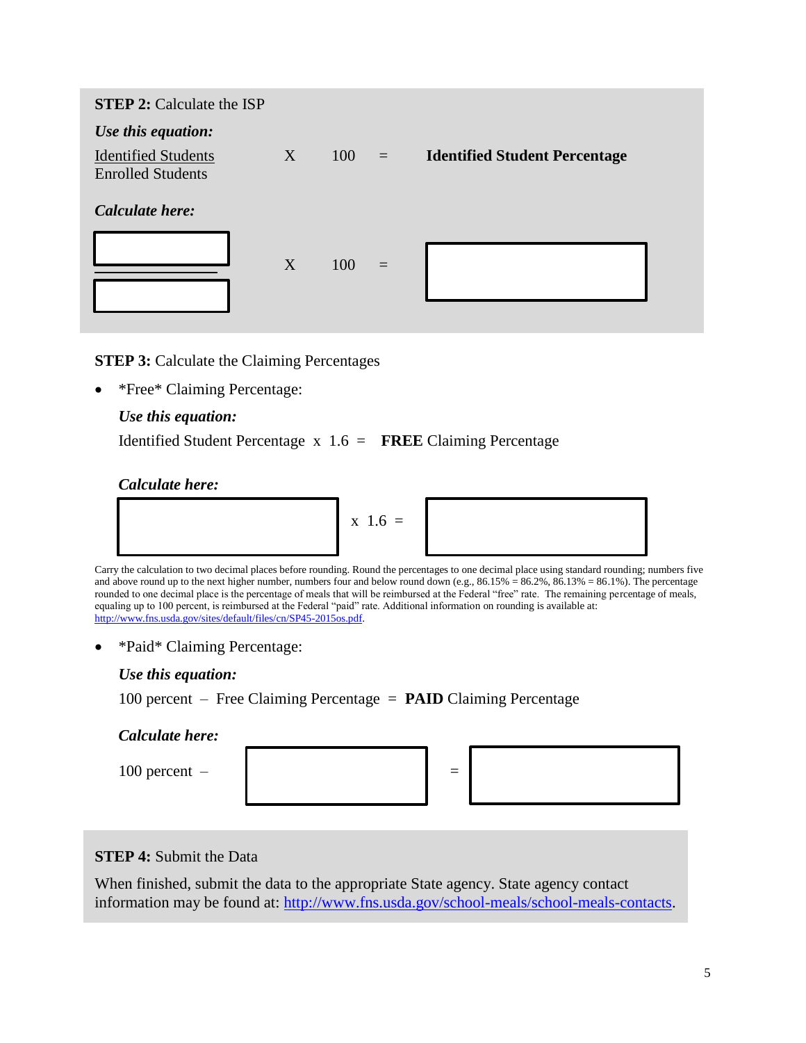**STEP 2:** Calculate the ISP

***Use this equation:***

$$\frac{\text{Identified Students}}{\text{Enrolled Students}} \times 100 = \textbf{Identified Student Percentage}$$

***Calculate here:***

$$\frac{\boxed{\phantom{xxxxxxxx}}}{\boxed{\phantom{xxxxxxxx}}} \times 100 = \boxed{\phantom{xxxxxxxxxxxx}}$$

**STEP 3:** Calculate the Claiming Percentages

- \*Free\* Claiming Percentage:

  ***Use this equation:***

  Identified Student Percentage x 1.6 = **FREE** Claiming Percentage

  ***Calculate here:***

  $\boxed{\phantom{xxxxxxxxxxxx}}$ x 1.6 = $\boxed{\phantom{xxxxxxxxxxxx}}$

Carry the calculation to two decimal places before rounding. Round the percentages to one decimal place using standard rounding; numbers five and above round up to the next higher number, numbers four and below round down (e.g., 86.15% = 86.2%, 86.13% = 86.1%). The percentage rounded to one decimal place is the percentage of meals that will be reimbursed at the Federal "free" rate. The remaining percentage of meals, equaling up to 100 percent, is reimbursed at the Federal "paid" rate. Additional information on rounding is available at: http://www.fns.usda.gov/sites/default/files/cn/SP45-2015os.pdf.

- \*Paid\* Claiming Percentage:

  ***Use this equation:***

  100 percent – Free Claiming Percentage = **PAID** Claiming Percentage

  ***Calculate here:***

  100 percent – $\boxed{\phantom{xxxxxxxxxxxx}}$ = $\boxed{\phantom{xxxxxxxxxxxx}}$

**STEP 4:** Submit the Data

When finished, submit the data to the appropriate State agency. State agency contact information may be found at: http://www.fns.usda.gov/school-meals/school-meals-contacts.